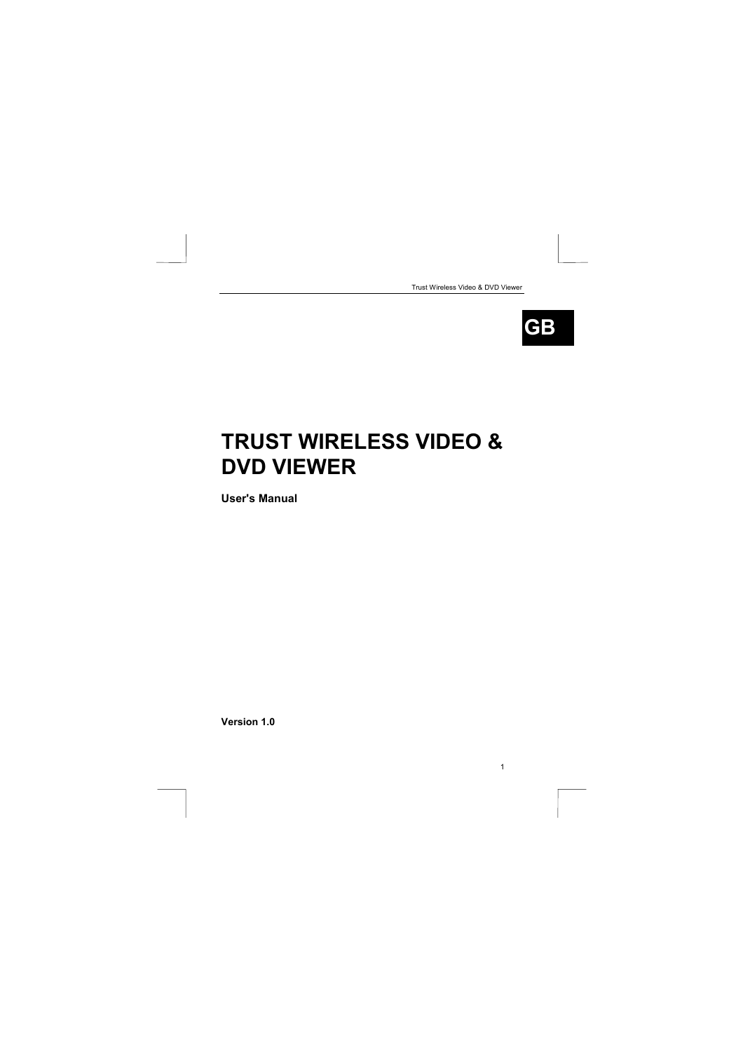GB

# TRUST WIRELESS VIDEO & DVD VIEWER

**User's Manual**

**Version 1.0**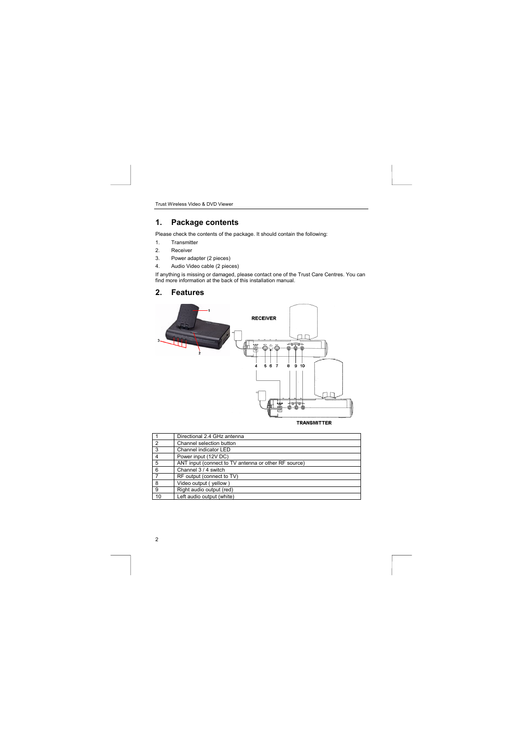# 1. Package contents

Please check the contents of the package. It should contain the following:

1. Transmitter
2. Receiver
3. Power adapter (2 pieces)
4. Audio Video cable (2 pieces)

If anything is missing or damaged, please contact one of the Trust Care Centres. You can find more information at the back of this installation manual.

# 2. Features

| | |
|---|---|
| 1 | Directional 2.4 GHz antenna |
| 2 | Channel selection button |
| 3 | Channel indicator LED |
| 4 | Power input (12V DC) |
| 5 | ANT input (connect to TV antenna or other RF source) |
| 6 | Channel 3 / 4 switch |
| 7 | RF output (connect to TV) |
| 8 | Video output ( yellow ) |
| 9 | Right audio output (red) |
| 10 | Left audio output (white) |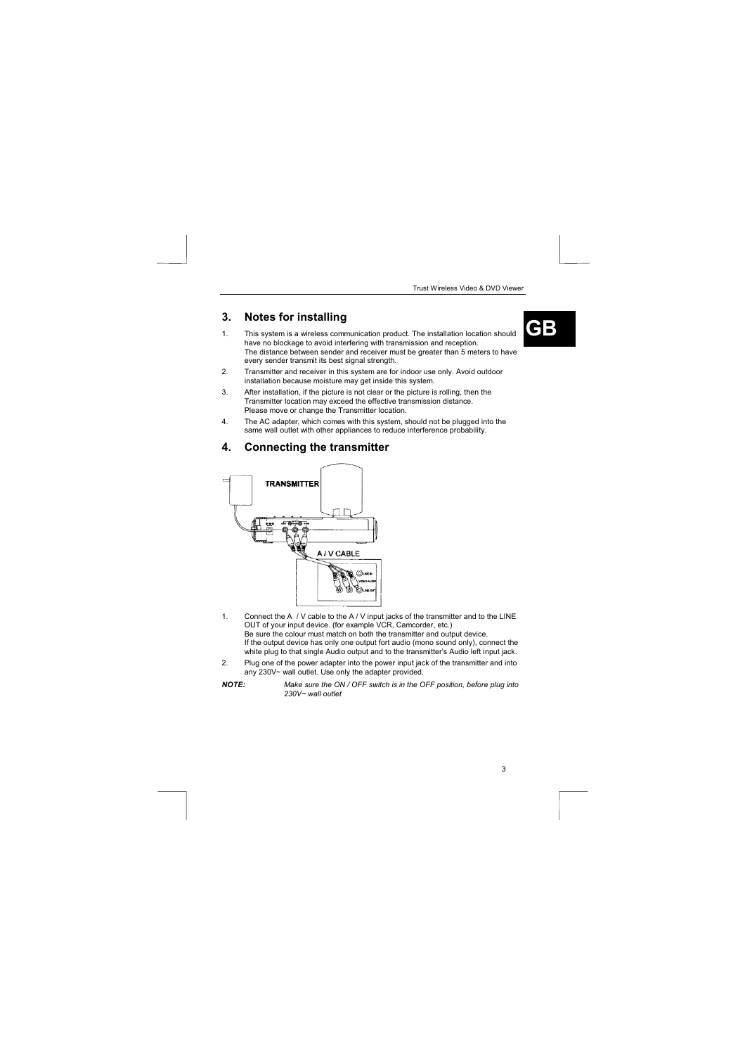## 3. Notes for installing

1. This system is a wireless communication product. The installation location should have no blockage to avoid interfering with transmission and reception.
   The distance between sender and receiver must be greater than 5 meters to have every sender transmit its best signal strength.
2. Transmitter and receiver in this system are for indoor use only. Avoid outdoor installation because moisture may get inside this system.
3. After installation, if the picture is not clear or the picture is rolling, then the Transmitter location may exceed the effective transmission distance.
   Please move or change the Transmitter location.
4. The AC adapter, which comes with this system, should not be plugged into the same wall outlet with other appliances to reduce interference probability.

## 4. Connecting the transmitter

1. Connect the A / V cable to the A / V input jacks of the transmitter and to the LINE OUT of your input device. (for example VCR, Camcorder, etc.)
   Be sure the colour must match on both the transmitter and output device.
   If the output device has only one output fort audio (mono sound only), connect the white plug to that single Audio output and to the transmitter's Audio left input jack.
2. Plug one of the power adapter into the power input jack of the transmitter and into any 230V~ wall outlet. Use only the adapter provided.

***NOTE:*** *Make sure the ON / OFF switch is in the OFF position, before plug into 230V~ wall outlet*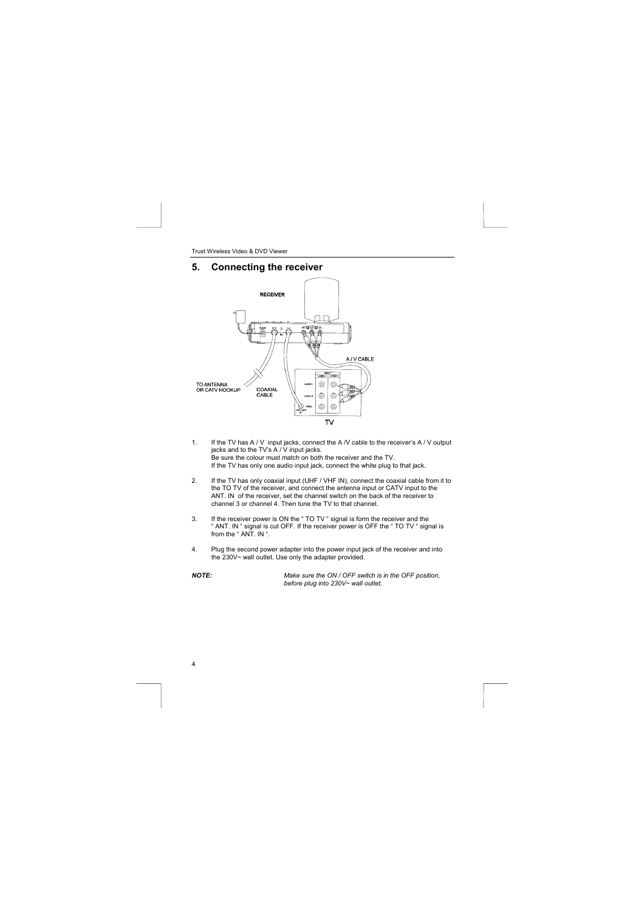## 5. Connecting the receiver

1. If the TV has A / V input jacks, connect the A /V cable to the receiver's A / V output jacks and to the TV's A / V input jacks.
   Be sure the colour must match on both the receiver and the TV.
   If the TV has only one audio input jack, connect the white plug to that jack.

2. If the TV has only coaxial input (UHF / VHF IN), connect the coaxial cable from it to the TO TV of the receiver, and connect the antenna input or CATV input to the ANT. IN of the receiver, set the channel switch on the back of the receiver to channel 3 or channel 4. Then tune the TV to that channel.

3. If the receiver power is ON the " TO TV " signal is form the receiver and the " ANT. IN " signal is cut OFF. If the receiver power is OFF the " TO TV " signal is from the " ANT. IN ".

4. Plug the second power adapter into the power input jack of the receiver and into the 230V~ wall outlet. Use only the adapter provided.

***NOTE:*** *Make sure the ON / OFF switch is in the OFF position, before plug into 230V~ wall outlet.*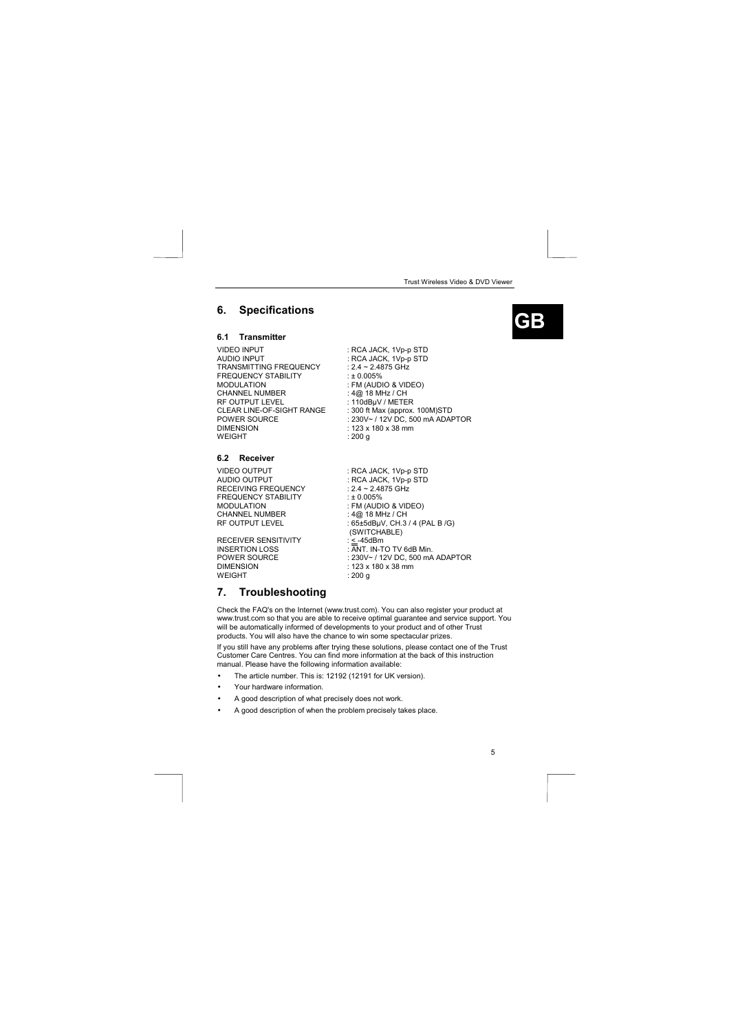## 6. Specifications

### 6.1 Transmitter

| | |
|---|---|
| VIDEO INPUT | : RCA JACK, 1Vp-p STD |
| AUDIO INPUT | : RCA JACK, 1Vp-p STD |
| TRANSMITTING FREQUENCY | : 2.4 ~ 2.4875 GHz |
| FREQUENCY STABILITY | : ± 0.005% |
| MODULATION | : FM (AUDIO & VIDEO) |
| CHANNEL NUMBER | : 4@ 18 MHz / CH |
| RF OUTPUT LEVEL | : 110dBµV / METER |
| CLEAR LINE-OF-SIGHT RANGE | : 300 ft Max (approx. 100M)STD |
| POWER SOURCE | : 230V~ / 12V DC, 500 mA ADAPTOR |
| DIMENSION | : 123 x 180 x 38 mm |
| WEIGHT | : 200 g |

### 6.2 Receiver

| | |
|---|---|
| VIDEO OUTPUT | : RCA JACK, 1Vp-p STD |
| AUDIO OUTPUT | : RCA JACK, 1Vp-p STD |
| RECEIVING FREQUENCY | : 2.4 ~ 2.4875 GHz |
| FREQUENCY STABILITY | : ± 0.005% |
| MODULATION | : FM (AUDIO & VIDEO) |
| CHANNEL NUMBER | : 4@ 18 MHz / CH |
| RF OUTPUT LEVEL | : 65±5dBµV, CH.3 / 4 (PAL B /G) (SWITCHABLE) |
| RECEIVER SENSITIVITY | : ≤ -45dBm |
| INSERTION LOSS | : ANT. IN-TO TV 6dB Min. |
| POWER SOURCE | : 230V~ / 12V DC, 500 mA ADAPTOR |
| DIMENSION | : 123 x 180 x 38 mm |
| WEIGHT | : 200 g |

## 7. Troubleshooting

Check the FAQ's on the Internet (www.trust.com). You can also register your product at www.trust.com so that you are able to receive optimal guarantee and service support. You will be automatically informed of developments to your product and of other Trust products. You will also have the chance to win some spectacular prizes.

If you still have any problems after trying these solutions, please contact one of the Trust Customer Care Centres. You can find more information at the back of this instruction manual. Please have the following information available:

- The article number. This is: 12192 (12191 for UK version).
- Your hardware information.
- A good description of what precisely does not work.
- A good description of when the problem precisely takes place.